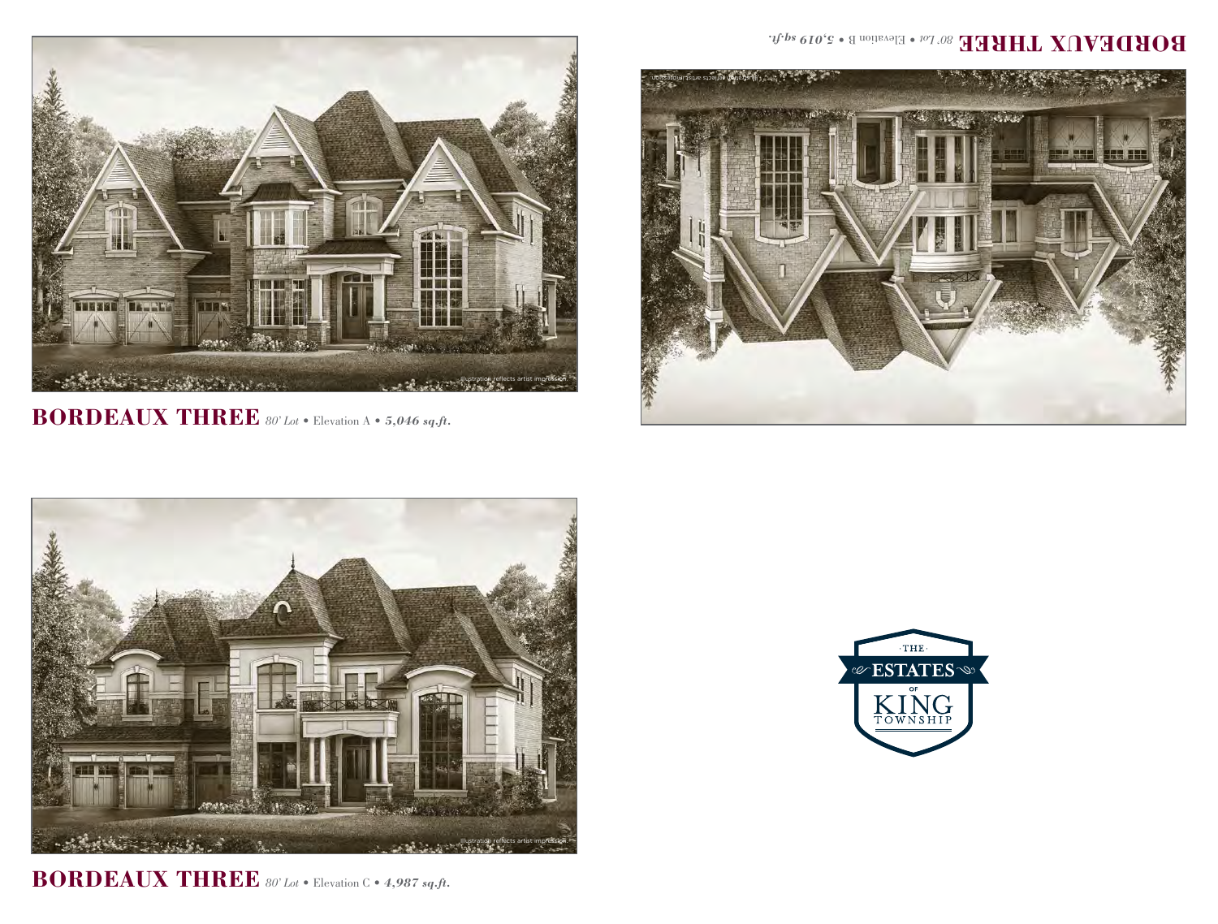**BORDEAUX THREE** *80' Lot* • Elevation A • ***5,046 sq.ft.***

**BORDEAUX THREE** *80' Lot* • Elevation B • ***5,019 sq.ft.***

**BORDEAUX THREE** *80' Lot* • Elevation C • ***4,987 sq.ft.***

Illustration reflects artist impression.

THE ESTATES OF KING TOWNSHIP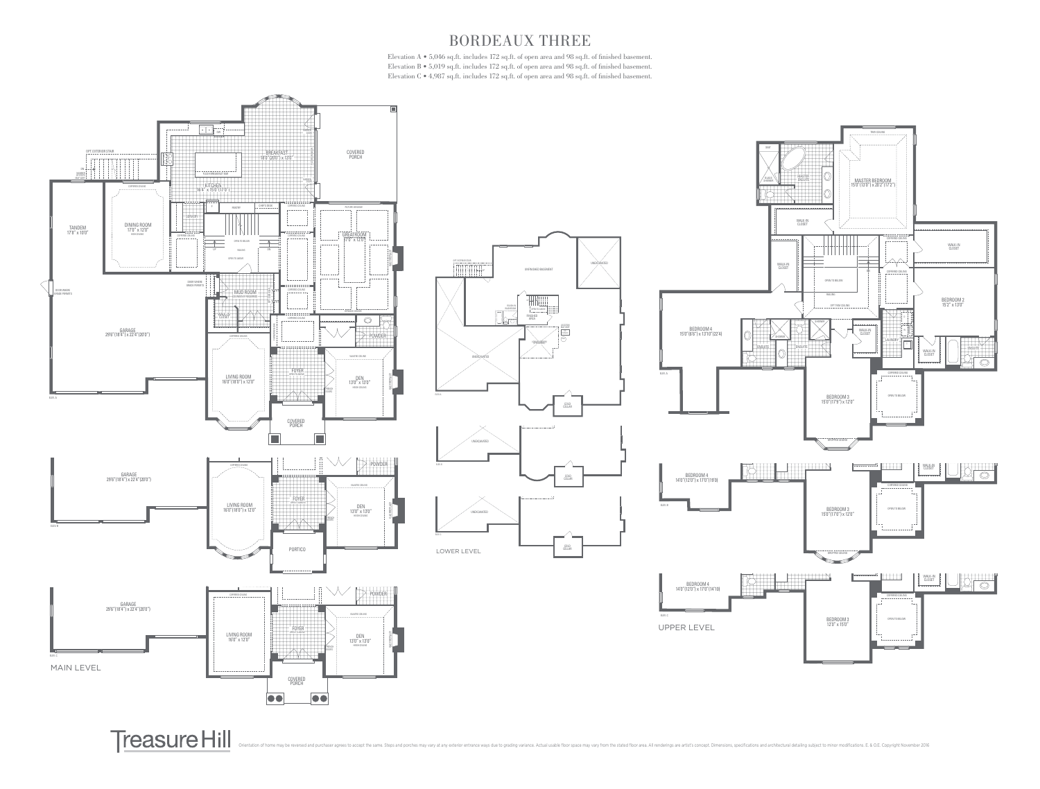# BORDEAUX THREE

Elevation A • 5,046 sq.ft. includes 172 sq.ft. of open area and 98 sq.ft. of finished basement.
Elevation B • 5,019 sq.ft. includes 172 sq.ft. of open area and 98 sq.ft. of finished basement.
Elevation C • 4,987 sq.ft. includes 172 sq.ft. of open area and 98 sq.ft. of finished basement.

BREAKFAST
18'0" (20'0") x 13'0"

COVERED PORCH

KITCHEN
16'4" x 15'0" (17'0")

TANDEM
17'8" x 10'0"

DINING ROOM
17'0" x 12'0"

GREATROOM
17'0" x 12'0"

MUD ROOM

POWDER

GARAGE
29'6" (18'4") x 22'4" (20'0")

LIVING ROOM
16'0" (18'0") x 12'0"

FOYER

DEN
13'0" x 13'0"

COVERED PORCH

GARAGE
29'6" (18'4") x 22'4" (20'0")

LIVING ROOM
16'0" (18'0") x 12'0"

FOYER

DEN
13'0" x 13'0"

PORTICO

POWDER

GARAGE
29'6" (18'4") x 22'4" (20'0")

LIVING ROOM
16'0" x 12'0"

FOYER

DEN
13'0" x 13'0"

COVERED PORCH

POWDER

MAIN LEVEL

UNFINISHED BASEMENT

UNEXCAVATED

COLD CELLAR

LOWER LEVEL

MASTER BEDROOM
15'0" (13'0") x 20'2" (17'2")

MASTER ENSUITE

WALK-IN CLOSET

WALK-IN CLOSET

BEDROOM 2
15'2" x 13'0"

BEDROOM 4
15'0" (6'6") x 13'10" (22'4)

ENSUITE

ENSUITE

LAUNDRY

ENSUITE

BEDROOM 3
15'0" (17'9") x 12'0"

OPEN TO BELOW

BEDROOM 4
14'0" (12'0") x 17'0" (19'0)

BEDROOM 3
15'0" (17'0") x 12'0"

OPEN TO BELOW

BEDROOM 4
14'0" (12'0") x 17'0" (14'10)

BEDROOM 3
12'0" x 15'0"

OPEN TO BELOW

UPPER LEVEL

Treasure Hill

Orientation of home may be reversed and purchaser agrees to accept the same. Steps and porches may vary at any exterior entrance ways due to grading variance. Actual usable floor space may vary from the stated floor area. All renderings are artist's concept. Dimensions, specifications and architectural detailing subject to minor modifications. E. & O.E. Copyright November 2016